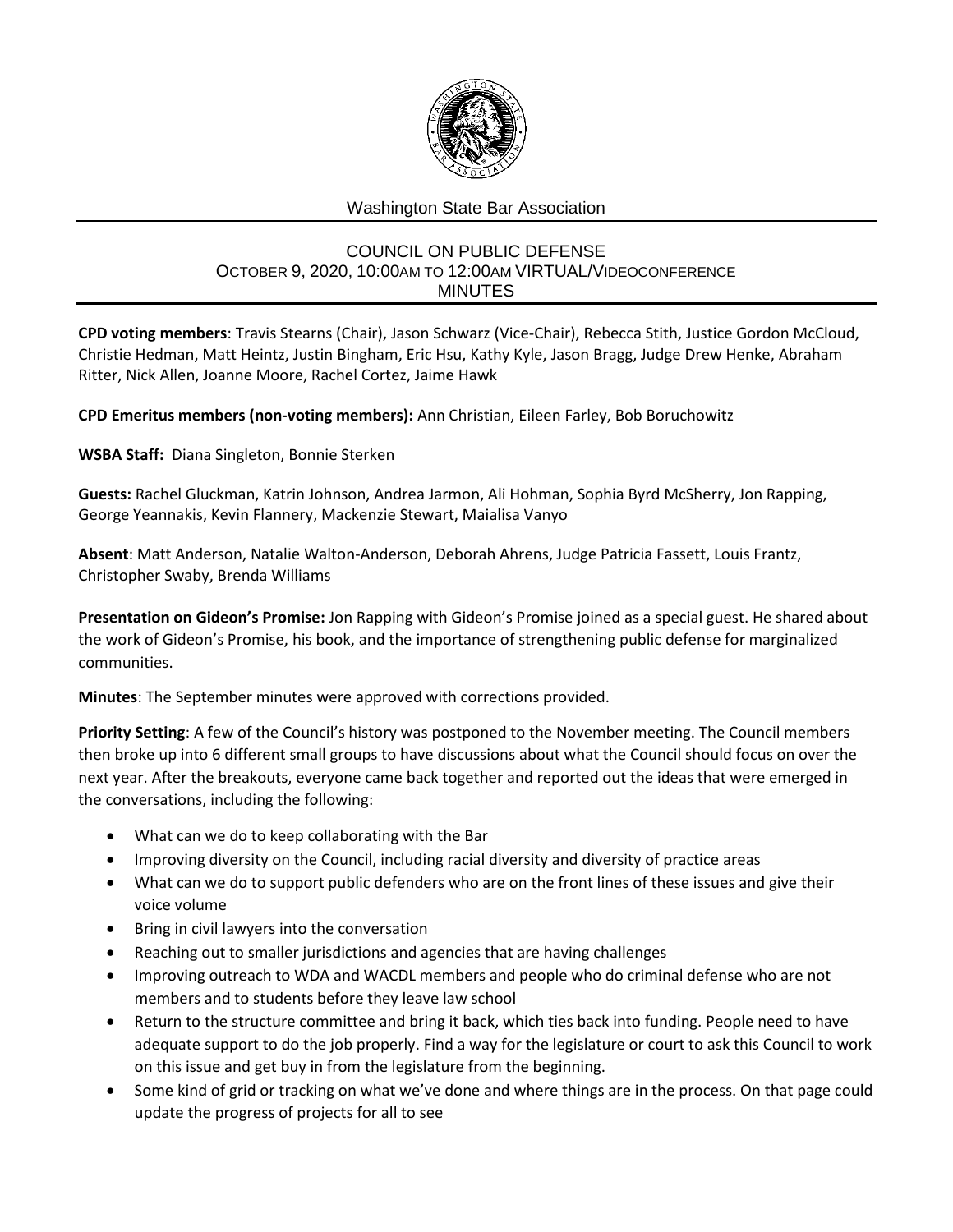Washington State Bar Association

# COUNCIL ON PUBLIC DEFENSE

OCTOBER 9, 2020, 10:00AM TO 12:00AM VIRTUAL/VIDEOCONFERENCE

MINUTES

**CPD voting members**: Travis Stearns (Chair), Jason Schwarz (Vice-Chair), Rebecca Stith, Justice Gordon McCloud, Christie Hedman, Matt Heintz, Justin Bingham, Eric Hsu, Kathy Kyle, Jason Bragg, Judge Drew Henke, Abraham Ritter, Nick Allen, Joanne Moore, Rachel Cortez, Jaime Hawk

**CPD Emeritus members (non-voting members):** Ann Christian, Eileen Farley, Bob Boruchowitz

**WSBA Staff:** Diana Singleton, Bonnie Sterken

**Guests:** Rachel Gluckman, Katrin Johnson, Andrea Jarmon, Ali Hohman, Sophia Byrd McSherry, Jon Rapping, George Yeannakis, Kevin Flannery, Mackenzie Stewart, Maialisa Vanyo

**Absent**: Matt Anderson, Natalie Walton-Anderson, Deborah Ahrens, Judge Patricia Fassett, Louis Frantz, Christopher Swaby, Brenda Williams

**Presentation on Gideon's Promise:** Jon Rapping with Gideon's Promise joined as a special guest. He shared about the work of Gideon's Promise, his book, and the importance of strengthening public defense for marginalized communities.

**Minutes**: The September minutes were approved with corrections provided.

**Priority Setting**: A few of the Council's history was postponed to the November meeting. The Council members then broke up into 6 different small groups to have discussions about what the Council should focus on over the next year. After the breakouts, everyone came back together and reported out the ideas that were emerged in the conversations, including the following:

- What can we do to keep collaborating with the Bar
- Improving diversity on the Council, including racial diversity and diversity of practice areas
- What can we do to support public defenders who are on the front lines of these issues and give their voice volume
- Bring in civil lawyers into the conversation
- Reaching out to smaller jurisdictions and agencies that are having challenges
- Improving outreach to WDA and WACDL members and people who do criminal defense who are not members and to students before they leave law school
- Return to the structure committee and bring it back, which ties back into funding. People need to have adequate support to do the job properly. Find a way for the legislature or court to ask this Council to work on this issue and get buy in from the legislature from the beginning.
- Some kind of grid or tracking on what we've done and where things are in the process. On that page could update the progress of projects for all to see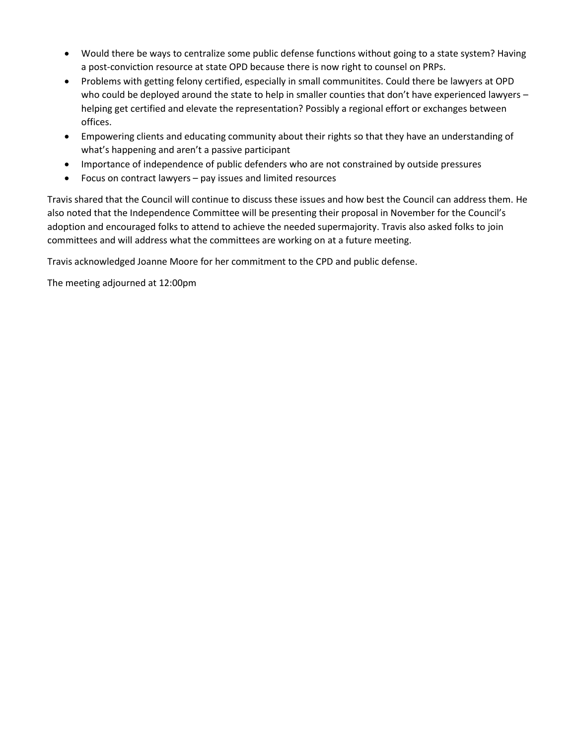- Would there be ways to centralize some public defense functions without going to a state system? Having a post-conviction resource at state OPD because there is now right to counsel on PRPs.
- Problems with getting felony certified, especially in small communitites. Could there be lawyers at OPD who could be deployed around the state to help in smaller counties that don't have experienced lawyers – helping get certified and elevate the representation? Possibly a regional effort or exchanges between offices.
- Empowering clients and educating community about their rights so that they have an understanding of what's happening and aren't a passive participant
- Importance of independence of public defenders who are not constrained by outside pressures
- Focus on contract lawyers – pay issues and limited resources

Travis shared that the Council will continue to discuss these issues and how best the Council can address them. He also noted that the Independence Committee will be presenting their proposal in November for the Council's adoption and encouraged folks to attend to achieve the needed supermajority. Travis also asked folks to join committees and will address what the committees are working on at a future meeting.

Travis acknowledged Joanne Moore for her commitment to the CPD and public defense.

The meeting adjourned at 12:00pm